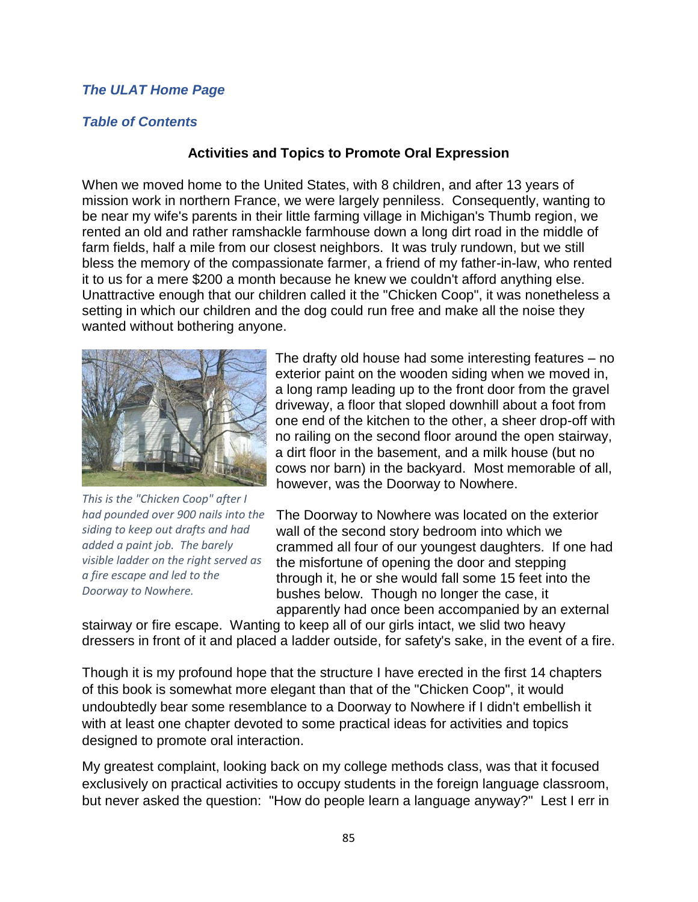***The ULAT Home Page***

***Table of Contents***

## Activities and Topics to Promote Oral Expression

When we moved home to the United States, with 8 children, and after 13 years of mission work in northern France, we were largely penniless. Consequently, wanting to be near my wife's parents in their little farming village in Michigan's Thumb region, we rented an old and rather ramshackle farmhouse down a long dirt road in the middle of farm fields, half a mile from our closest neighbors. It was truly rundown, but we still bless the memory of the compassionate farmer, a friend of my father-in-law, who rented it to us for a mere $200 a month because he knew we couldn't afford anything else. Unattractive enough that our children called it the "Chicken Coop", it was nonetheless a setting in which our children and the dog could run free and make all the noise they wanted without bothering anyone.

*This is the "Chicken Coop" after I had pounded over 900 nails into the siding to keep out drafts and had added a paint job. The barely visible ladder on the right served as a fire escape and led to the Doorway to Nowhere.*

The drafty old house had some interesting features – no exterior paint on the wooden siding when we moved in, a long ramp leading up to the front door from the gravel driveway, a floor that sloped downhill about a foot from one end of the kitchen to the other, a sheer drop-off with no railing on the second floor around the open stairway, a dirt floor in the basement, and a milk house (but no cows nor barn) in the backyard. Most memorable of all, however, was the Doorway to Nowhere.

The Doorway to Nowhere was located on the exterior wall of the second story bedroom into which we crammed all four of our youngest daughters. If one had the misfortune of opening the door and stepping through it, he or she would fall some 15 feet into the bushes below. Though no longer the case, it apparently had once been accompanied by an external stairway or fire escape. Wanting to keep all of our girls intact, we slid two heavy dressers in front of it and placed a ladder outside, for safety's sake, in the event of a fire.

Though it is my profound hope that the structure I have erected in the first 14 chapters of this book is somewhat more elegant than that of the "Chicken Coop", it would undoubtedly bear some resemblance to a Doorway to Nowhere if I didn't embellish it with at least one chapter devoted to some practical ideas for activities and topics designed to promote oral interaction.

My greatest complaint, looking back on my college methods class, was that it focused exclusively on practical activities to occupy students in the foreign language classroom, but never asked the question: "How do people learn a language anyway?" Lest I err in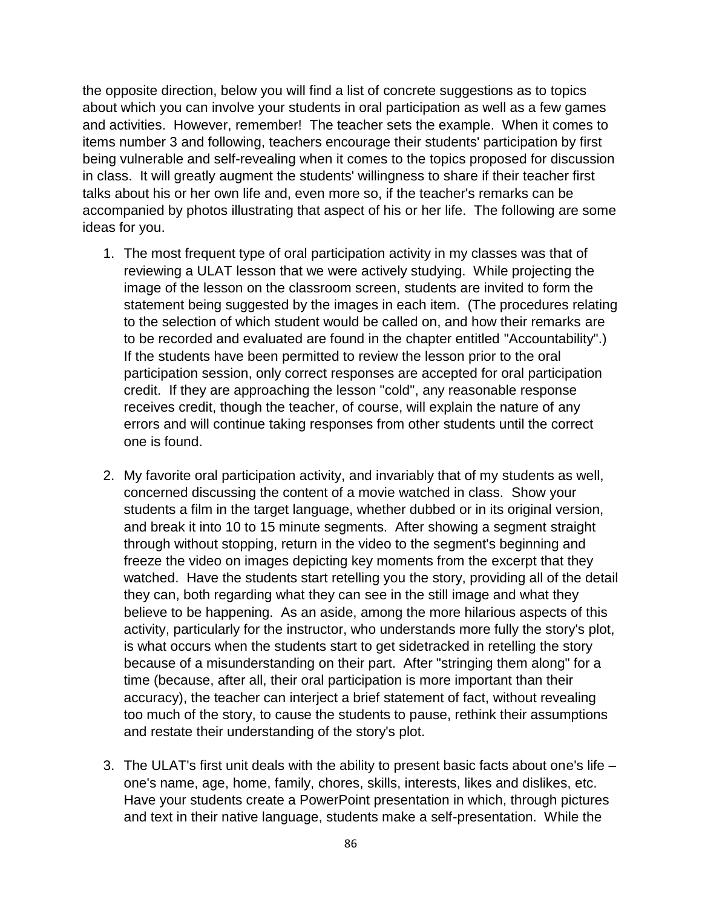the opposite direction, below you will find a list of concrete suggestions as to topics about which you can involve your students in oral participation as well as a few games and activities. However, remember! The teacher sets the example. When it comes to items number 3 and following, teachers encourage their students' participation by first being vulnerable and self-revealing when it comes to the topics proposed for discussion in class. It will greatly augment the students' willingness to share if their teacher first talks about his or her own life and, even more so, if the teacher's remarks can be accompanied by photos illustrating that aspect of his or her life. The following are some ideas for you.

1. The most frequent type of oral participation activity in my classes was that of reviewing a ULAT lesson that we were actively studying. While projecting the image of the lesson on the classroom screen, students are invited to form the statement being suggested by the images in each item. (The procedures relating to the selection of which student would be called on, and how their remarks are to be recorded and evaluated are found in the chapter entitled "Accountability".) If the students have been permitted to review the lesson prior to the oral participation session, only correct responses are accepted for oral participation credit. If they are approaching the lesson "cold", any reasonable response receives credit, though the teacher, of course, will explain the nature of any errors and will continue taking responses from other students until the correct one is found.

2. My favorite oral participation activity, and invariably that of my students as well, concerned discussing the content of a movie watched in class. Show your students a film in the target language, whether dubbed or in its original version, and break it into 10 to 15 minute segments. After showing a segment straight through without stopping, return in the video to the segment's beginning and freeze the video on images depicting key moments from the excerpt that they watched. Have the students start retelling you the story, providing all of the detail they can, both regarding what they can see in the still image and what they believe to be happening. As an aside, among the more hilarious aspects of this activity, particularly for the instructor, who understands more fully the story's plot, is what occurs when the students start to get sidetracked in retelling the story because of a misunderstanding on their part. After "stringing them along" for a time (because, after all, their oral participation is more important than their accuracy), the teacher can interject a brief statement of fact, without revealing too much of the story, to cause the students to pause, rethink their assumptions and restate their understanding of the story's plot.

3. The ULAT's first unit deals with the ability to present basic facts about one's life – one's name, age, home, family, chores, skills, interests, likes and dislikes, etc. Have your students create a PowerPoint presentation in which, through pictures and text in their native language, students make a self-presentation. While the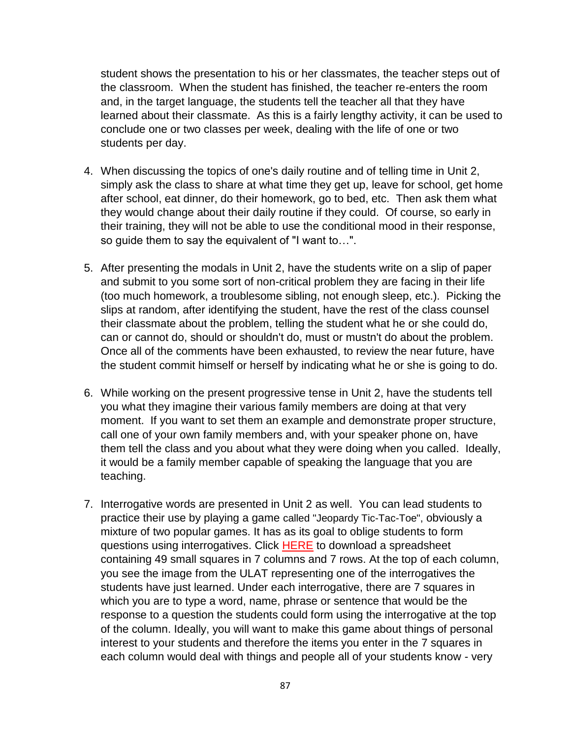student shows the presentation to his or her classmates, the teacher steps out of the classroom. When the student has finished, the teacher re-enters the room and, in the target language, the students tell the teacher all that they have learned about their classmate. As this is a fairly lengthy activity, it can be used to conclude one or two classes per week, dealing with the life of one or two students per day.

4. When discussing the topics of one's daily routine and of telling time in Unit 2, simply ask the class to share at what time they get up, leave for school, get home after school, eat dinner, do their homework, go to bed, etc. Then ask them what they would change about their daily routine if they could. Of course, so early in their training, they will not be able to use the conditional mood in their response, so guide them to say the equivalent of "I want to…".

5. After presenting the modals in Unit 2, have the students write on a slip of paper and submit to you some sort of non-critical problem they are facing in their life (too much homework, a troublesome sibling, not enough sleep, etc.). Picking the slips at random, after identifying the student, have the rest of the class counsel their classmate about the problem, telling the student what he or she could do, can or cannot do, should or shouldn't do, must or mustn't do about the problem. Once all of the comments have been exhausted, to review the near future, have the student commit himself or herself by indicating what he or she is going to do.

6. While working on the present progressive tense in Unit 2, have the students tell you what they imagine their various family members are doing at that very moment. If you want to set them an example and demonstrate proper structure, call one of your own family members and, with your speaker phone on, have them tell the class and you about what they were doing when you called. Ideally, it would be a family member capable of speaking the language that you are teaching.

7. Interrogative words are presented in Unit 2 as well. You can lead students to practice their use by playing a game called "Jeopardy Tic-Tac-Toe", obviously a mixture of two popular games. It has as its goal to oblige students to form questions using interrogatives. Click HERE to download a spreadsheet containing 49 small squares in 7 columns and 7 rows. At the top of each column, you see the image from the ULAT representing one of the interrogatives the students have just learned. Under each interrogative, there are 7 squares in which you are to type a word, name, phrase or sentence that would be the response to a question the students could form using the interrogative at the top of the column. Ideally, you will want to make this game about things of personal interest to your students and therefore the items you enter in the 7 squares in each column would deal with things and people all of your students know - very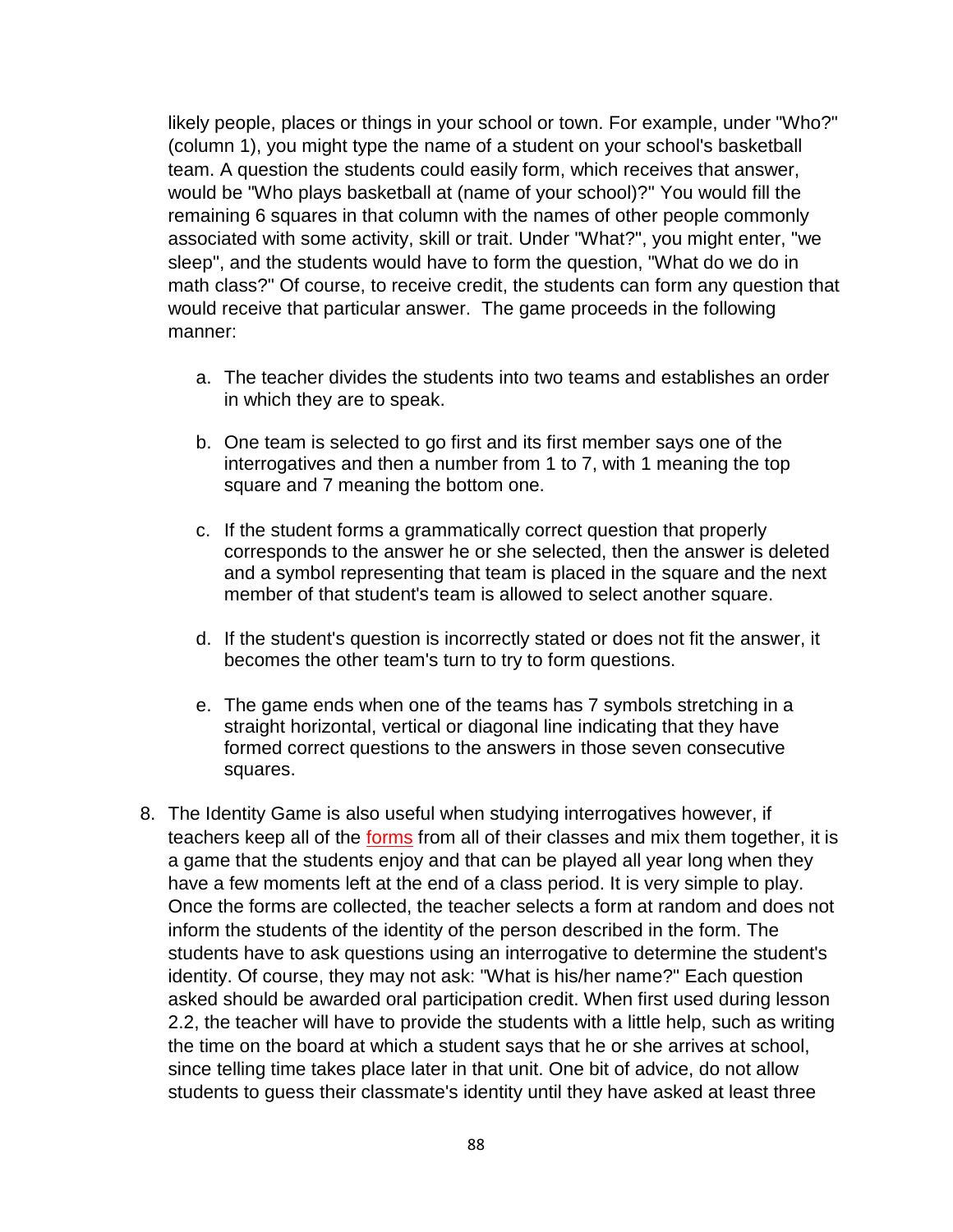likely people, places or things in your school or town. For example, under "Who?" (column 1), you might type the name of a student on your school's basketball team. A question the students could easily form, which receives that answer, would be "Who plays basketball at (name of your school)?" You would fill the remaining 6 squares in that column with the names of other people commonly associated with some activity, skill or trait. Under "What?", you might enter, "we sleep", and the students would have to form the question, "What do we do in math class?" Of course, to receive credit, the students can form any question that would receive that particular answer. The game proceeds in the following manner:

   a. The teacher divides the students into two teams and establishes an order in which they are to speak.

   b. One team is selected to go first and its first member says one of the interrogatives and then a number from 1 to 7, with 1 meaning the top square and 7 meaning the bottom one.

   c. If the student forms a grammatically correct question that properly corresponds to the answer he or she selected, then the answer is deleted and a symbol representing that team is placed in the square and the next member of that student's team is allowed to select another square.

   d. If the student's question is incorrectly stated or does not fit the answer, it becomes the other team's turn to try to form questions.

   e. The game ends when one of the teams has 7 symbols stretching in a straight horizontal, vertical or diagonal line indicating that they have formed correct questions to the answers in those seven consecutive squares.

8. The Identity Game is also useful when studying interrogatives however, if teachers keep all of the forms from all of their classes and mix them together, it is a game that the students enjoy and that can be played all year long when they have a few moments left at the end of a class period. It is very simple to play. Once the forms are collected, the teacher selects a form at random and does not inform the students of the identity of the person described in the form. The students have to ask questions using an interrogative to determine the student's identity. Of course, they may not ask: "What is his/her name?" Each question asked should be awarded oral participation credit. When first used during lesson 2.2, the teacher will have to provide the students with a little help, such as writing the time on the board at which a student says that he or she arrives at school, since telling time takes place later in that unit. One bit of advice, do not allow students to guess their classmate's identity until they have asked at least three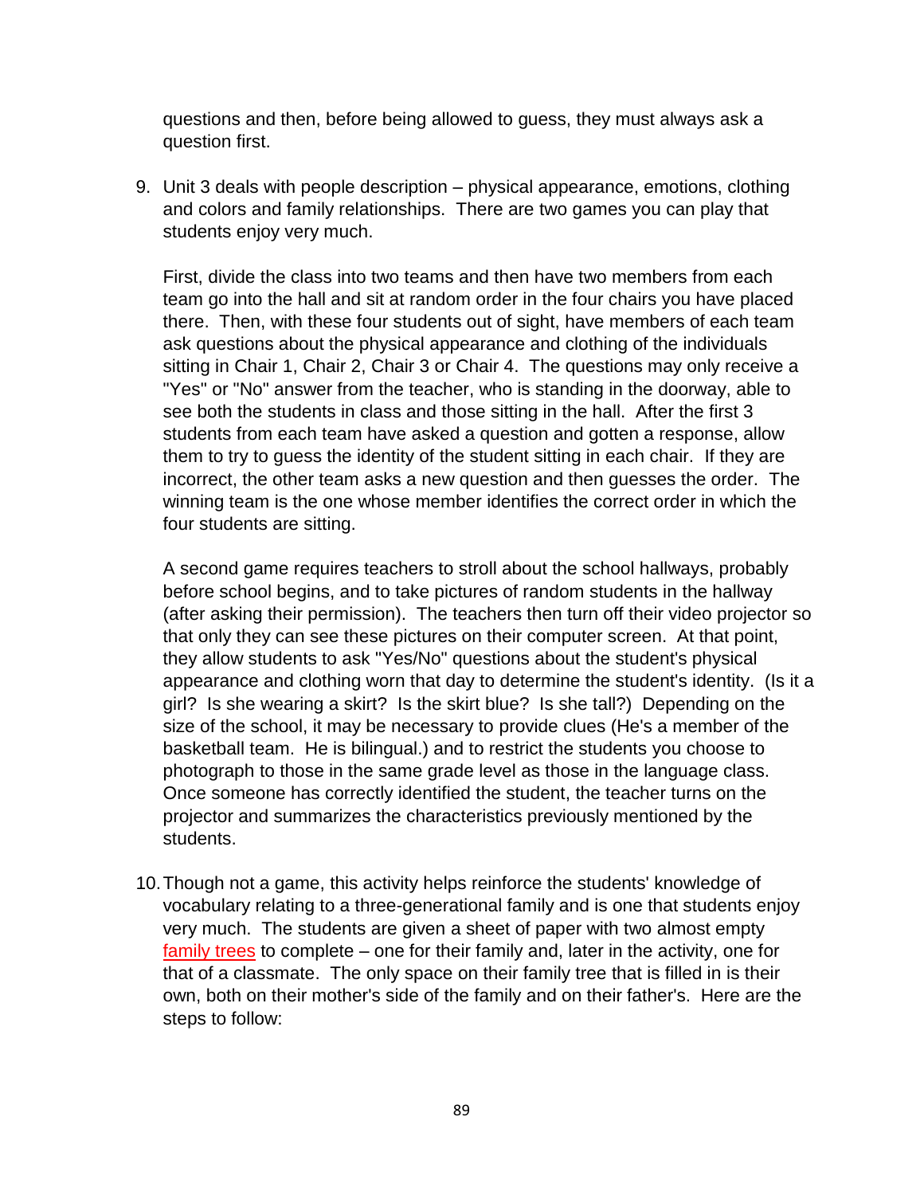questions and then, before being allowed to guess, they must always ask a question first.

9. Unit 3 deals with people description – physical appearance, emotions, clothing and colors and family relationships. There are two games you can play that students enjoy very much.

   First, divide the class into two teams and then have two members from each team go into the hall and sit at random order in the four chairs you have placed there. Then, with these four students out of sight, have members of each team ask questions about the physical appearance and clothing of the individuals sitting in Chair 1, Chair 2, Chair 3 or Chair 4. The questions may only receive a "Yes" or "No" answer from the teacher, who is standing in the doorway, able to see both the students in class and those sitting in the hall. After the first 3 students from each team have asked a question and gotten a response, allow them to try to guess the identity of the student sitting in each chair. If they are incorrect, the other team asks a new question and then guesses the order. The winning team is the one whose member identifies the correct order in which the four students are sitting.

   A second game requires teachers to stroll about the school hallways, probably before school begins, and to take pictures of random students in the hallway (after asking their permission). The teachers then turn off their video projector so that only they can see these pictures on their computer screen. At that point, they allow students to ask "Yes/No" questions about the student's physical appearance and clothing worn that day to determine the student's identity. (Is it a girl? Is she wearing a skirt? Is the skirt blue? Is she tall?) Depending on the size of the school, it may be necessary to provide clues (He's a member of the basketball team. He is bilingual.) and to restrict the students you choose to photograph to those in the same grade level as those in the language class. Once someone has correctly identified the student, the teacher turns on the projector and summarizes the characteristics previously mentioned by the students.

10. Though not a game, this activity helps reinforce the students' knowledge of vocabulary relating to a three-generational family and is one that students enjoy very much. The students are given a sheet of paper with two almost empty family trees to complete – one for their family and, later in the activity, one for that of a classmate. The only space on their family tree that is filled in is their own, both on their mother's side of the family and on their father's. Here are the steps to follow: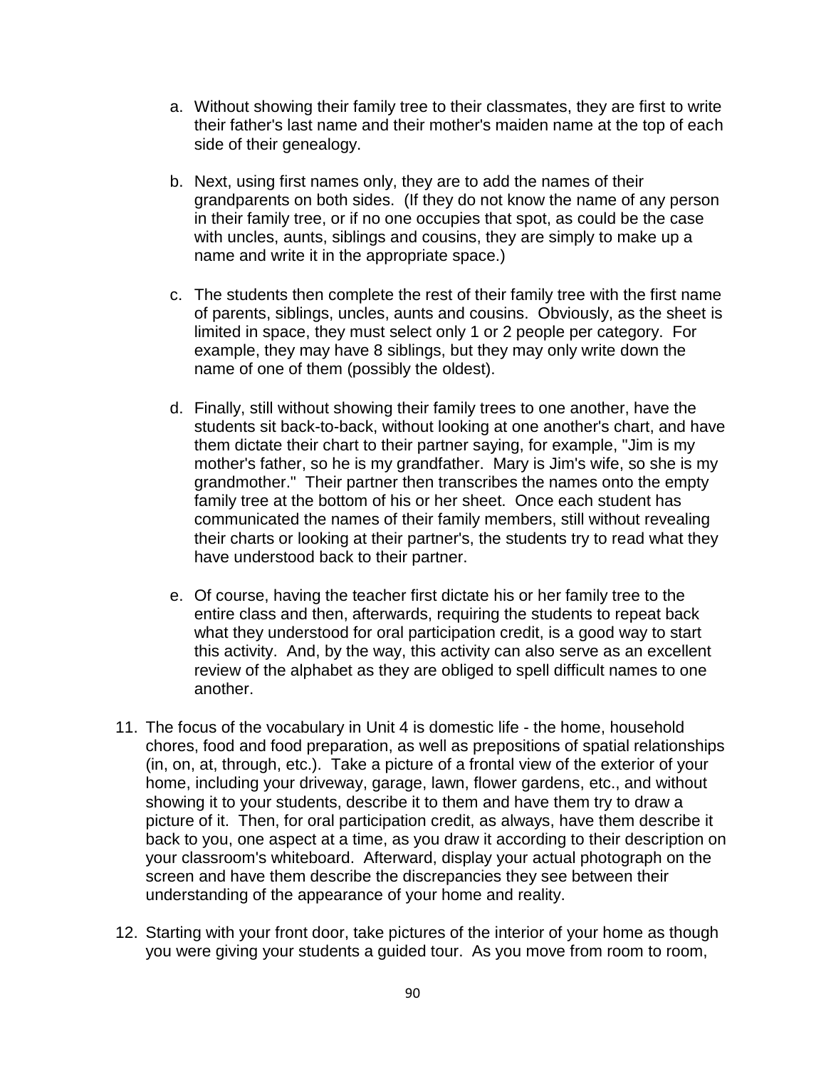a. Without showing their family tree to their classmates, they are first to write their father's last name and their mother's maiden name at the top of each side of their genealogy.

b. Next, using first names only, they are to add the names of their grandparents on both sides. (If they do not know the name of any person in their family tree, or if no one occupies that spot, as could be the case with uncles, aunts, siblings and cousins, they are simply to make up a name and write it in the appropriate space.)

c. The students then complete the rest of their family tree with the first name of parents, siblings, uncles, aunts and cousins. Obviously, as the sheet is limited in space, they must select only 1 or 2 people per category. For example, they may have 8 siblings, but they may only write down the name of one of them (possibly the oldest).

d. Finally, still without showing their family trees to one another, have the students sit back-to-back, without looking at one another's chart, and have them dictate their chart to their partner saying, for example, "Jim is my mother's father, so he is my grandfather. Mary is Jim's wife, so she is my grandmother." Their partner then transcribes the names onto the empty family tree at the bottom of his or her sheet. Once each student has communicated the names of their family members, still without revealing their charts or looking at their partner's, the students try to read what they have understood back to their partner.

e. Of course, having the teacher first dictate his or her family tree to the entire class and then, afterwards, requiring the students to repeat back what they understood for oral participation credit, is a good way to start this activity. And, by the way, this activity can also serve as an excellent review of the alphabet as they are obliged to spell difficult names to one another.

11. The focus of the vocabulary in Unit 4 is domestic life - the home, household chores, food and food preparation, as well as prepositions of spatial relationships (in, on, at, through, etc.). Take a picture of a frontal view of the exterior of your home, including your driveway, garage, lawn, flower gardens, etc., and without showing it to your students, describe it to them and have them try to draw a picture of it. Then, for oral participation credit, as always, have them describe it back to you, one aspect at a time, as you draw it according to their description on your classroom's whiteboard. Afterward, display your actual photograph on the screen and have them describe the discrepancies they see between their understanding of the appearance of your home and reality.

12. Starting with your front door, take pictures of the interior of your home as though you were giving your students a guided tour. As you move from room to room,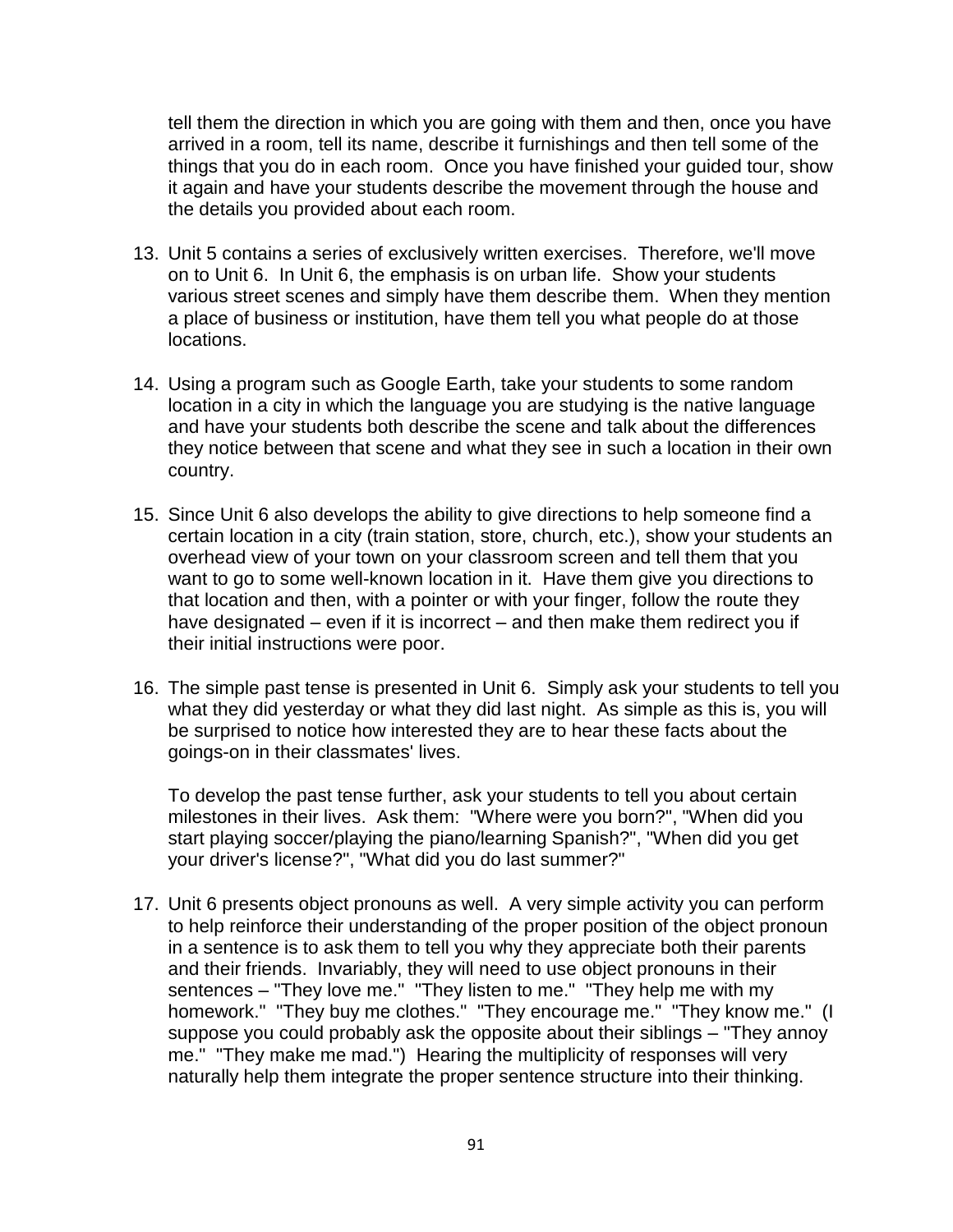tell them the direction in which you are going with them and then, once you have arrived in a room, tell its name, describe it furnishings and then tell some of the things that you do in each room. Once you have finished your guided tour, show it again and have your students describe the movement through the house and the details you provided about each room.

13. Unit 5 contains a series of exclusively written exercises. Therefore, we'll move on to Unit 6. In Unit 6, the emphasis is on urban life. Show your students various street scenes and simply have them describe them. When they mention a place of business or institution, have them tell you what people do at those locations.

14. Using a program such as Google Earth, take your students to some random location in a city in which the language you are studying is the native language and have your students both describe the scene and talk about the differences they notice between that scene and what they see in such a location in their own country.

15. Since Unit 6 also develops the ability to give directions to help someone find a certain location in a city (train station, store, church, etc.), show your students an overhead view of your town on your classroom screen and tell them that you want to go to some well-known location in it. Have them give you directions to that location and then, with a pointer or with your finger, follow the route they have designated – even if it is incorrect – and then make them redirect you if their initial instructions were poor.

16. The simple past tense is presented in Unit 6. Simply ask your students to tell you what they did yesterday or what they did last night. As simple as this is, you will be surprised to notice how interested they are to hear these facts about the goings-on in their classmates' lives.

    To develop the past tense further, ask your students to tell you about certain milestones in their lives. Ask them: "Where were you born?", "When did you start playing soccer/playing the piano/learning Spanish?", "When did you get your driver's license?", "What did you do last summer?"

17. Unit 6 presents object pronouns as well. A very simple activity you can perform to help reinforce their understanding of the proper position of the object pronoun in a sentence is to ask them to tell you why they appreciate both their parents and their friends. Invariably, they will need to use object pronouns in their sentences – "They love me." "They listen to me." "They help me with my homework." "They buy me clothes." "They encourage me." "They know me." (I suppose you could probably ask the opposite about their siblings – "They annoy me." "They make me mad.") Hearing the multiplicity of responses will very naturally help them integrate the proper sentence structure into their thinking.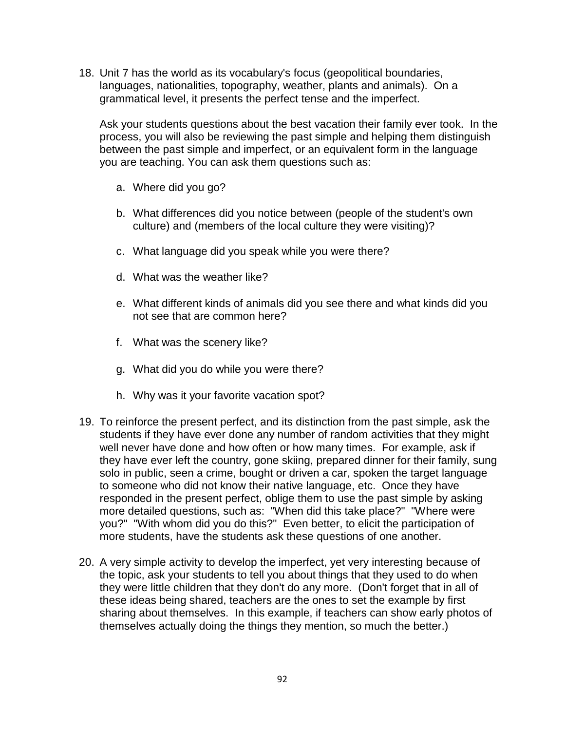18. Unit 7 has the world as its vocabulary's focus (geopolitical boundaries, languages, nationalities, topography, weather, plants and animals). On a grammatical level, it presents the perfect tense and the imperfect.

    Ask your students questions about the best vacation their family ever took. In the process, you will also be reviewing the past simple and helping them distinguish between the past simple and imperfect, or an equivalent form in the language you are teaching. You can ask them questions such as:

    a. Where did you go?

    b. What differences did you notice between (people of the student's own culture) and (members of the local culture they were visiting)?

    c. What language did you speak while you were there?

    d. What was the weather like?

    e. What different kinds of animals did you see there and what kinds did you not see that are common here?

    f. What was the scenery like?

    g. What did you do while you were there?

    h. Why was it your favorite vacation spot?

19. To reinforce the present perfect, and its distinction from the past simple, ask the students if they have ever done any number of random activities that they might well never have done and how often or how many times. For example, ask if they have ever left the country, gone skiing, prepared dinner for their family, sung solo in public, seen a crime, bought or driven a car, spoken the target language to someone who did not know their native language, etc. Once they have responded in the present perfect, oblige them to use the past simple by asking more detailed questions, such as: "When did this take place?" "Where were you?" "With whom did you do this?" Even better, to elicit the participation of more students, have the students ask these questions of one another.

20. A very simple activity to develop the imperfect, yet very interesting because of the topic, ask your students to tell you about things that they used to do when they were little children that they don't do any more. (Don't forget that in all of these ideas being shared, teachers are the ones to set the example by first sharing about themselves. In this example, if teachers can show early photos of themselves actually doing the things they mention, so much the better.)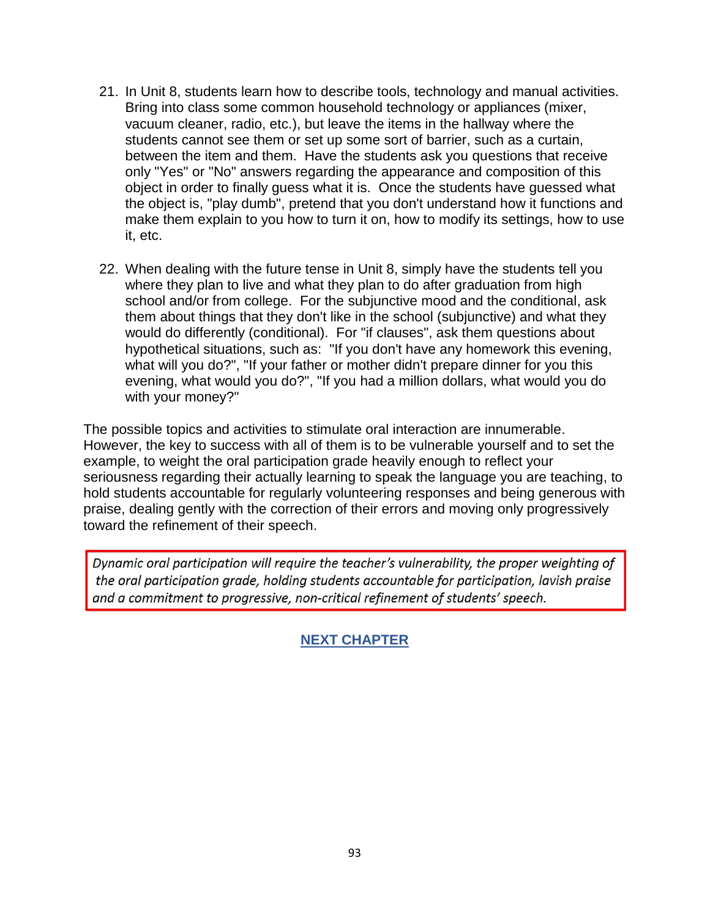21. In Unit 8, students learn how to describe tools, technology and manual activities. Bring into class some common household technology or appliances (mixer, vacuum cleaner, radio, etc.), but leave the items in the hallway where the students cannot see them or set up some sort of barrier, such as a curtain, between the item and them. Have the students ask you questions that receive only "Yes" or "No" answers regarding the appearance and composition of this object in order to finally guess what it is. Once the students have guessed what the object is, "play dumb", pretend that you don't understand how it functions and make them explain to you how to turn it on, how to modify its settings, how to use it, etc.

22. When dealing with the future tense in Unit 8, simply have the students tell you where they plan to live and what they plan to do after graduation from high school and/or from college. For the subjunctive mood and the conditional, ask them about things that they don't like in the school (subjunctive) and what they would do differently (conditional). For "if clauses", ask them questions about hypothetical situations, such as: "If you don't have any homework this evening, what will you do?", "If your father or mother didn't prepare dinner for you this evening, what would you do?", "If you had a million dollars, what would you do with your money?"

The possible topics and activities to stimulate oral interaction are innumerable. However, the key to success with all of them is to be vulnerable yourself and to set the example, to weight the oral participation grade heavily enough to reflect your seriousness regarding their actually learning to speak the language you are teaching, to hold students accountable for regularly volunteering responses and being generous with praise, dealing gently with the correction of their errors and moving only progressively toward the refinement of their speech.

> *Dynamic oral participation will require the teacher's vulnerability, the proper weighting of the oral participation grade, holding students accountable for participation, lavish praise and a commitment to progressive, non-critical refinement of students' speech.*

**NEXT CHAPTER**